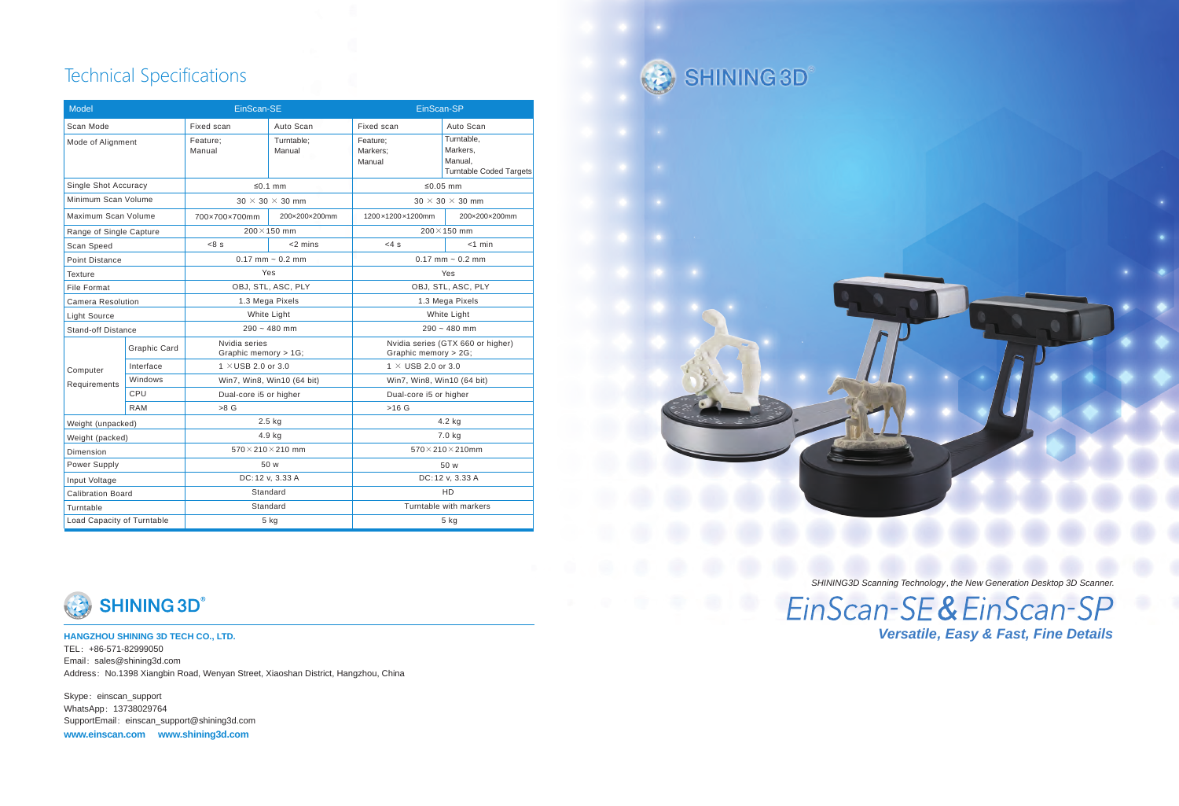# Technical Specifications

| Model | | EinScan-SE | | EinScan-SP | |
|---|---|---|---|---|---|
| Scan Mode | | Fixed scan | Auto Scan | Fixed scan | Auto Scan |
| Mode of Alignment | | Feature; Manual | Turntable; Manual | Feature; Markers; Manual | Turntable, Markers, Manual, Turntable Coded Targets |
| Single Shot Accuracy | | ≤0.1 mm | | ≤0.05 mm | |
| Minimum Scan Volume | | 30 × 30 × 30 mm | | 30 × 30 × 30 mm | |
| Maximum Scan Volume | | 700×700×700mm | 200×200×200mm | 1200×1200×1200mm | 200×200×200mm |
| Range of Single Capture | | 200×150 mm | | 200×150 mm | |
| Scan Speed | | <8 s | <2 mins | <4 s | <1 min |
| Point Distance | | 0.17 mm ~ 0.2 mm | | 0.17 mm ~ 0.2 mm | |
| Texture | | Yes | | Yes | |
| File Format | | OBJ, STL, ASC, PLY | | OBJ, STL, ASC, PLY | |
| Camera Resolution | | 1.3 Mega Pixels | | 1.3 Mega Pixels | |
| Light Source | | White Light | | White Light | |
| Stand-off Distance | | 290 ~ 480 mm | | 290 ~ 480 mm | |
| Computer Requirements | Graphic Card | Nvidia series Graphic memory > 1G; | | Nvidia series (GTX 660 or higher) Graphic memory > 2G; | |
| | Interface | 1 ×USB 2.0 or 3.0 | | 1 × USB 2.0 or 3.0 | |
| | Windows | Win7, Win8, Win10 (64 bit) | | Win7, Win8, Win10 (64 bit) | |
| | CPU | Dual-core i5 or higher | | Dual-core i5 or higher | |
| | RAM | >8 G | | >16 G | |
| Weight (unpacked) | | 2.5 kg | | 4.2 kg | |
| Weight (packed) | | 4.9 kg | | 7.0 kg | |
| Dimension | | 570×210×210 mm | | 570×210×210mm | |
| Power Supply | | 50 w | | 50 w | |
| Input Voltage | | DC:12 v, 3.33 A | | DC:12 v, 3.33 A | |
| Calibration Board | | Standard | | HD | |
| Turntable | | Standard | | Turntable with markers | |
| Load Capacity of Turntable | | 5 kg | | 5 kg | |

SHINING 3D®

**HANGZHOU SHINING 3D TECH CO., LTD.**

TEL：+86-571-82999050
Email：sales@shining3d.com
Address：No.1398 Xiangbin Road, Wenyan Street, Xiaoshan District, Hangzhou, China

Skype：einscan_support
WhatsApp：13738029764
SupportEmail：einscan_support@shining3d.com
**www.einscan.com　www.shining3d.com**

SHINING 3D®

*SHINING3D Scanning Technology, the New Generation Desktop 3D Scanner.*

# EinScan-SE & EinScan-SP

***Versatile, Easy & Fast, Fine Details***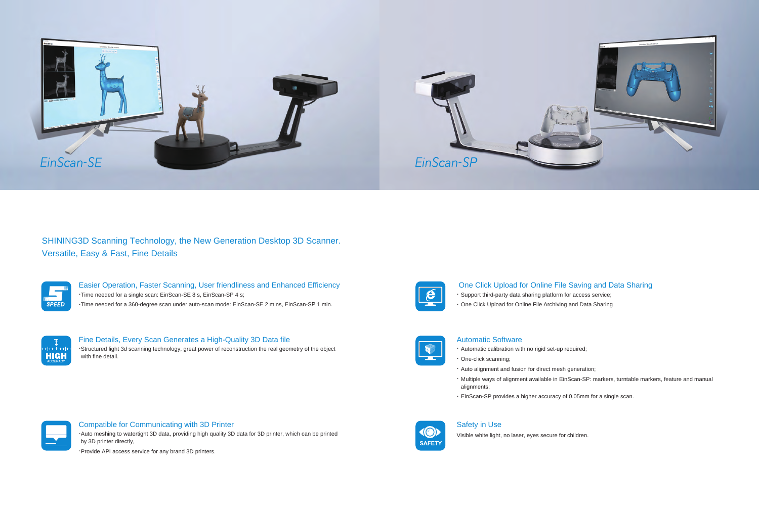EinScan-SE

EinScan-SP

SHINING3D Scanning Technology, the New Generation Desktop 3D Scanner.
Versatile, Easy & Fast, Fine Details

### Easier Operation, Faster Scanning, User friendliness and Enhanced Efficiency

- Time needed for a single scan: EinScan-SE 8 s, EinScan-SP 4 s;
- Time needed for a 360-degree scan under auto-scan mode: EinScan-SE 2 mins, EinScan-SP 1 min.

### Fine Details, Every Scan Generates a High-Quality 3D Data file

- Structured light 3d scanning technology, great power of reconstruction the real geometry of the object with fine detail.

### Compatible for Communicating with 3D Printer

- Auto meshing to watertight 3D data, providing high quality 3D data for 3D printer, which can be printed by 3D printer directly,
- Provide API access service for any brand 3D printers.

### One Click Upload for Online File Saving and Data Sharing

- Support third-party data sharing platform for access service;
- One Click Upload for Online File Archiving and Data Sharing

### Automatic Software

- Automatic calibration with no rigid set-up required;
- One-click scanning;
- Auto alignment and fusion for direct mesh generation;
- Multiple ways of alignment available in EinScan-SP: markers, turntable markers, feature and manual alignments;
- EinScan-SP provides a higher accuracy of 0.05mm for a single scan.

### Safety in Use

Visible white light, no laser, eyes secure for children.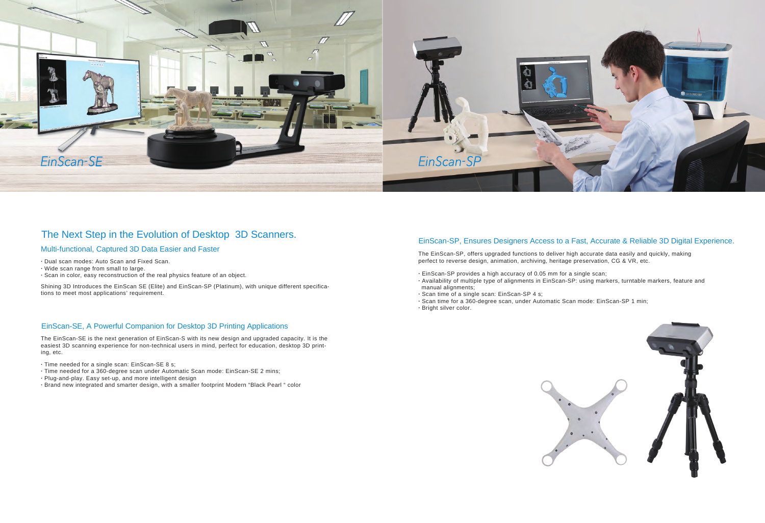EinScan-SE

EinScan-SP

# The Next Step in the Evolution of Desktop 3D Scanners.

## Multi-functional, Captured 3D Data Easier and Faster

- Dual scan modes: Auto Scan and Fixed Scan.
- Wide scan range from small to large.
- Scan in color, easy reconstruction of the real physics feature of an object.

Shining 3D Introduces the EinScan SE (Elite) and EinScan-SP (Platinum), with unique different specifications to meet most applications' requirement.

## EinScan-SE, A Powerful Companion for Desktop 3D Printing Applications

The EinScan-SE is the next generation of EinScan-S with its new design and upgraded capacity. It is the easiest 3D scanning experience for non-technical users in mind, perfect for education, desktop 3D printing, etc.

- Time needed for a single scan: EinScan-SE 8 s;
- Time needed for a 360-degree scan under Automatic Scan mode: EinScan-SE 2 mins;
- Plug-and-play. Easy set-up, and more intelligent design
- Brand new integrated and smarter design, with a smaller footprint Modern "Black Pearl " color

## EinScan-SP, Ensures Designers Access to a Fast, Accurate & Reliable 3D Digital Experience.

The EinScan-SP, offers upgraded functions to deliver high accurate data easily and quickly, making perfect to reverse design, animation, archiving, heritage preservation, CG & VR, etc.

- EinScan-SP provides a high accuracy of 0.05 mm for a single scan;
- Availability of multiple type of alignments in EinScan-SP: using markers, turntable markers, feature and manual alignments;
- Scan time of a single scan: EinScan-SP 4 s;
- Scan time for a 360-degree scan, under Automatic Scan mode: EinScan-SP 1 min;
- Bright silver color.